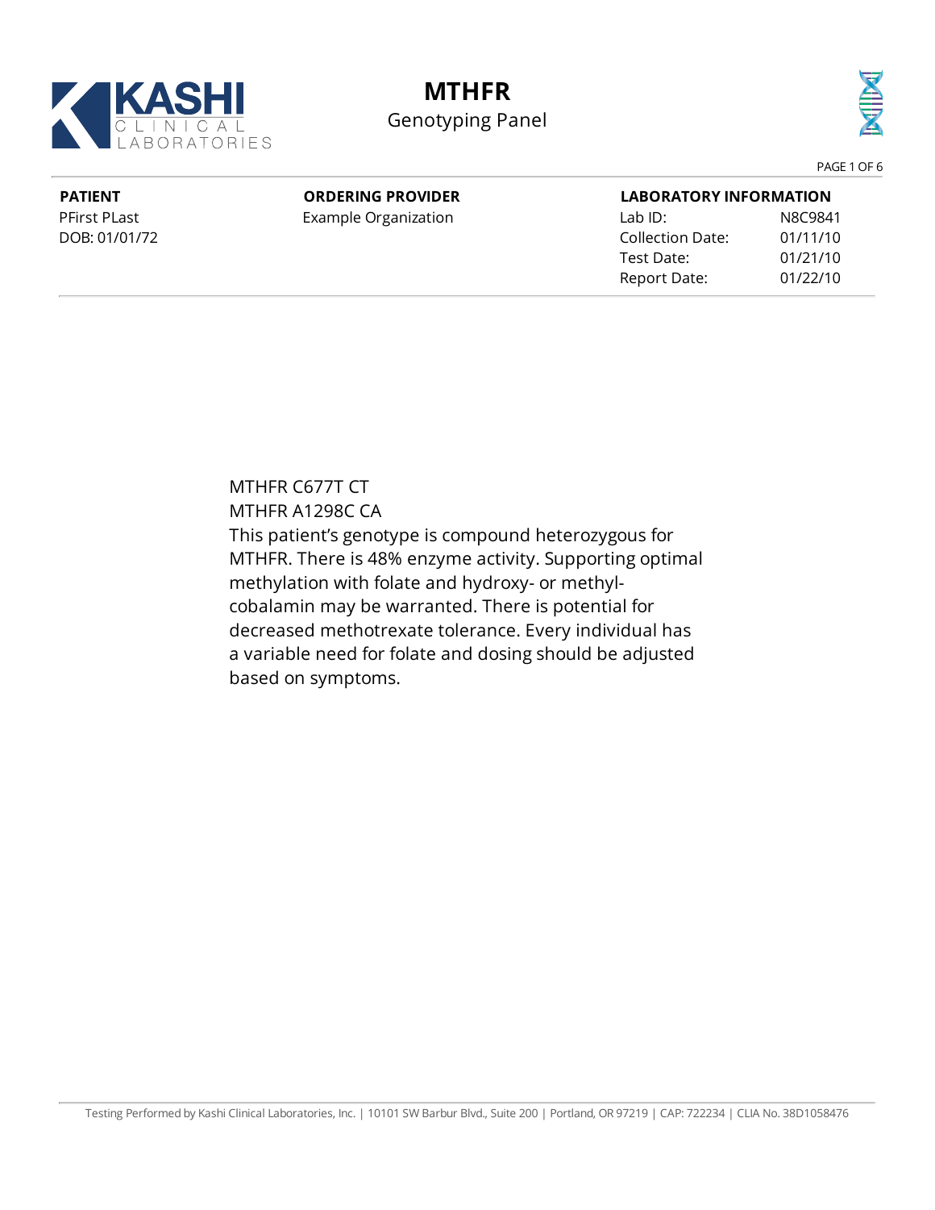# MTHFR

Genotyping Panel

| **PATIENT** | **ORDERING PROVIDER** | **LABORATORY INFORMATION** | |
|---|---|---|---|
| PFirst PLast | Example Organization | Lab ID: | N8C9841 |
| DOB: 01/01/72 | | Collection Date: | 01/11/10 |
| | | Test Date: | 01/21/10 |
| | | Report Date: | 01/22/10 |

MTHFR C677T CT

MTHFR A1298C CA

This patient's genotype is compound heterozygous for MTHFR. There is 48% enzyme activity. Supporting optimal methylation with folate and hydroxy- or methyl-cobalamin may be warranted. There is potential for decreased methotrexate tolerance. Every individual has a variable need for folate and dosing should be adjusted based on symptoms.

Testing Performed by Kashi Clinical Laboratories, Inc. | 10101 SW Barbur Blvd., Suite 200 | Portland, OR 97219 | CAP: 722234 | CLIA No. 38D1058476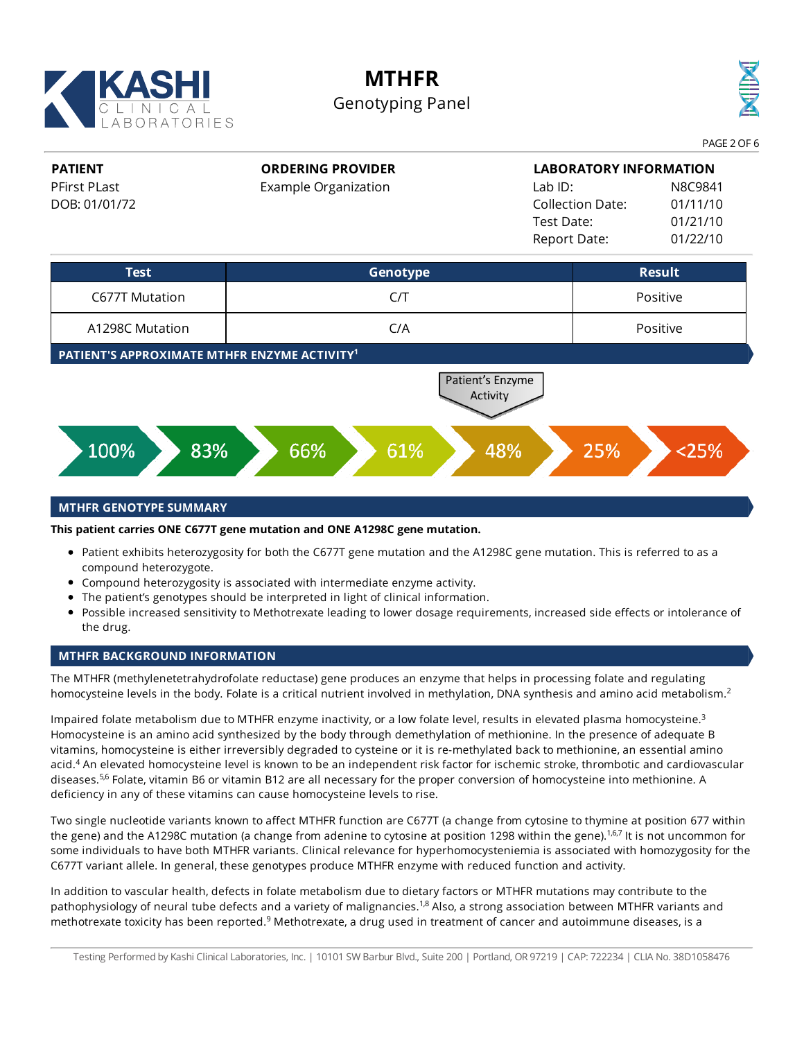# MTHFR

Genotyping Panel

| PATIENT | ORDERING PROVIDER | LABORATORY INFORMATION | |
|---|---|---|---|
| PFirst PLast | Example Organization | Lab ID: | N8C9841 |
| DOB: 01/01/72 | | Collection Date: | 01/11/10 |
| | | Test Date: | 01/21/10 |
| | | Report Date: | 01/22/10 |

| Test | Genotype | Result |
|---|---|---|
| C677T Mutation | C/T | Positive |
| A1298C Mutation | C/A | Positive |

## PATIENT'S APPROXIMATE MTHFR ENZYME ACTIVITY[1]

Patient's Enzyme Activity: 48%

100% | 83% | 66% | 61% | 48% | 25% | <25%

## MTHFR GENOTYPE SUMMARY

**This patient carries ONE C677T gene mutation and ONE A1298C gene mutation.**

- Patient exhibits heterozygosity for both the C677T gene mutation and the A1298C gene mutation. This is referred to as a compound heterozygote.
- Compound heterozygosity is associated with intermediate enzyme activity.
- The patient's genotypes should be interpreted in light of clinical information.
- Possible increased sensitivity to Methotrexate leading to lower dosage requirements, increased side effects or intolerance of the drug.

## MTHFR BACKGROUND INFORMATION

The MTHFR (methylenetetrahydrofolate reductase) gene produces an enzyme that helps in processing folate and regulating homocysteine levels in the body. Folate is a critical nutrient involved in methylation, DNA synthesis and amino acid metabolism.[2]

Impaired folate metabolism due to MTHFR enzyme inactivity, or a low folate level, results in elevated plasma homocysteine.[3] Homocysteine is an amino acid synthesized by the body through demethylation of methionine. In the presence of adequate B vitamins, homocysteine is either irreversibly degraded to cysteine or it is re-methylated back to methionine, an essential amino acid.[4] An elevated homocysteine level is known to be an independent risk factor for ischemic stroke, thrombotic and cardiovascular diseases.[5,6] Folate, vitamin B6 or vitamin B12 are all necessary for the proper conversion of homocysteine into methionine. A deficiency in any of these vitamins can cause homocysteine levels to rise.

Two single nucleotide variants known to affect MTHFR function are C677T (a change from cytosine to thymine at position 677 within the gene) and the A1298C mutation (a change from adenine to cytosine at position 1298 within the gene).[1,6,7] It is not uncommon for some individuals to have both MTHFR variants. Clinical relevance for hyperhomocysteniemia is associated with homozygosity for the C677T variant allele. In general, these genotypes produce MTHFR enzyme with reduced function and activity.

In addition to vascular health, defects in folate metabolism due to dietary factors or MTHFR mutations may contribute to the pathophysiology of neural tube defects and a variety of malignancies.[1,8] Also, a strong association between MTHFR variants and methotrexate toxicity has been reported.[9] Methotrexate, a drug used in treatment of cancer and autoimmune diseases, is a

Testing Performed by Kashi Clinical Laboratories, Inc. | 10101 SW Barbur Blvd., Suite 200 | Portland, OR 97219 | CAP: 722234 | CLIA No. 38D1058476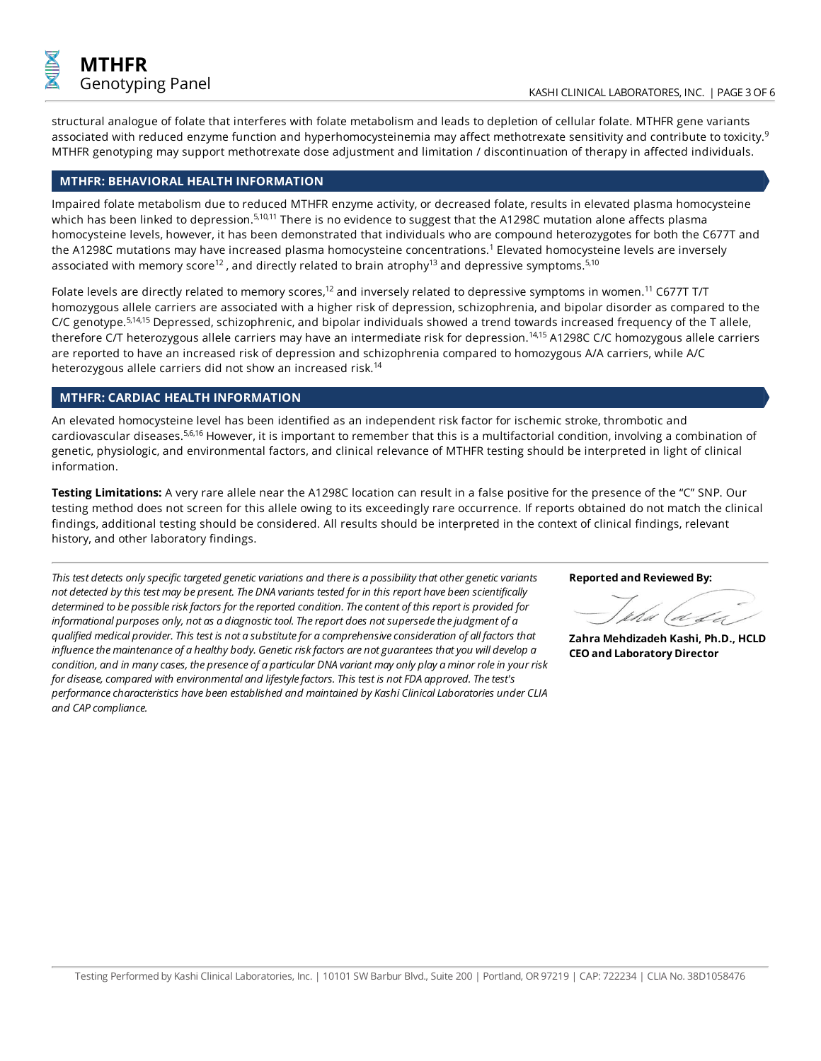structural analogue of folate that interferes with folate metabolism and leads to depletion of cellular folate. MTHFR gene variants associated with reduced enzyme function and hyperhomocysteinemia may affect methotrexate sensitivity and contribute to toxicity.[9] MTHFR genotyping may support methotrexate dose adjustment and limitation / discontinuation of therapy in affected individuals.

## MTHFR: BEHAVIORAL HEALTH INFORMATION

Impaired folate metabolism due to reduced MTHFR enzyme activity, or decreased folate, results in elevated plasma homocysteine which has been linked to depression.[5,10,11] There is no evidence to suggest that the A1298C mutation alone affects plasma homocysteine levels, however, it has been demonstrated that individuals who are compound heterozygotes for both the C677T and the A1298C mutations may have increased plasma homocysteine concentrations.[1] Elevated homocysteine levels are inversely associated with memory score[12] , and directly related to brain atrophy[13] and depressive symptoms.[5,10]

Folate levels are directly related to memory scores,[12] and inversely related to depressive symptoms in women.[11] C677T T/T homozygous allele carriers are associated with a higher risk of depression, schizophrenia, and bipolar disorder as compared to the C/C genotype.[5,14,15] Depressed, schizophrenic, and bipolar individuals showed a trend towards increased frequency of the T allele, therefore C/T heterozygous allele carriers may have an intermediate risk for depression.[14,15] A1298C C/C homozygous allele carriers are reported to have an increased risk of depression and schizophrenia compared to homozygous A/A carriers, while A/C heterozygous allele carriers did not show an increased risk.[14]

## MTHFR: CARDIAC HEALTH INFORMATION

An elevated homocysteine level has been identified as an independent risk factor for ischemic stroke, thrombotic and cardiovascular diseases.[5,6,16] However, it is important to remember that this is a multifactorial condition, involving a combination of genetic, physiologic, and environmental factors, and clinical relevance of MTHFR testing should be interpreted in light of clinical information.

**Testing Limitations:** A very rare allele near the A1298C location can result in a false positive for the presence of the "C" SNP. Our testing method does not screen for this allele owing to its exceedingly rare occurrence. If reports obtained do not match the clinical findings, additional testing should be considered. All results should be interpreted in the context of clinical findings, relevant history, and other laboratory findings.

---

*This test detects only specific targeted genetic variations and there is a possibility that other genetic variants not detected by this test may be present. The DNA variants tested for in this report have been scientifically determined to be possible risk factors for the reported condition. The content of this report is provided for informational purposes only, not as a diagnostic tool. The report does not supersede the judgment of a qualified medical provider. This test is not a substitute for a comprehensive consideration of all factors that influence the maintenance of a healthy body. Genetic risk factors are not guarantees that you will develop a condition, and in many cases, the presence of a particular DNA variant may only play a minor role in your risk for disease, compared with environmental and lifestyle factors. This test is not FDA approved. The test's performance characteristics have been established and maintained by Kashi Clinical Laboratories under CLIA and CAP compliance.*

**Reported and Reviewed By:**

**Zahra Mehdizadeh Kashi, Ph.D., HCLD**
**CEO and Laboratory Director**

Testing Performed by Kashi Clinical Laboratories, Inc. | 10101 SW Barbur Blvd., Suite 200 | Portland, OR 97219 | CAP: 722234 | CLIA No. 38D1058476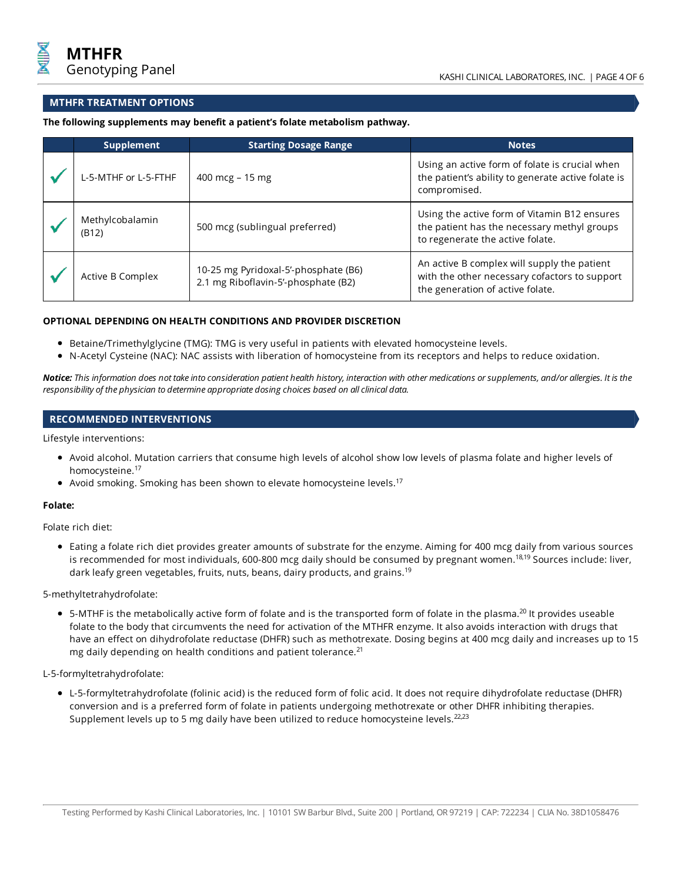## MTHFR TREATMENT OPTIONS

**The following supplements may benefit a patient's folate metabolism pathway.**

| | Supplement | Starting Dosage Range | Notes |
|---|---|---|---|
| ✓ | L-5-MTHF or L-5-FTHF | 400 mcg – 15 mg | Using an active form of folate is crucial when the patient's ability to generate active folate is compromised. |
| ✓ | Methylcobalamin (B12) | 500 mcg (sublingual preferred) | Using the active form of Vitamin B12 ensures the patient has the necessary methyl groups to regenerate the active folate. |
| ✓ | Active B Complex | 10-25 mg Pyridoxal-5'-phosphate (B6)<br>2.1 mg Riboflavin-5'-phosphate (B2) | An active B complex will supply the patient with the other necessary cofactors to support the generation of active folate. |

**OPTIONAL DEPENDING ON HEALTH CONDITIONS AND PROVIDER DISCRETION**

- Betaine/Trimethylglycine (TMG): TMG is very useful in patients with elevated homocysteine levels.
- N-Acetyl Cysteine (NAC): NAC assists with liberation of homocysteine from its receptors and helps to reduce oxidation.

***Notice:*** *This information does not take into consideration patient health history, interaction with other medications or supplements, and/or allergies. It is the responsibility of the physician to determine appropriate dosing choices based on all clinical data.*

## RECOMMENDED INTERVENTIONS

Lifestyle interventions:

- Avoid alcohol. Mutation carriers that consume high levels of alcohol show low levels of plasma folate and higher levels of homocysteine.[17]
- Avoid smoking. Smoking has been shown to elevate homocysteine levels.[17]

**Folate:**

Folate rich diet:

- Eating a folate rich diet provides greater amounts of substrate for the enzyme. Aiming for 400 mcg daily from various sources is recommended for most individuals, 600-800 mcg daily should be consumed by pregnant women.[18,19] Sources include: liver, dark leafy green vegetables, fruits, nuts, beans, dairy products, and grains.[19]

5-methyltetrahydrofolate:

- 5-MTHF is the metabolically active form of folate and is the transported form of folate in the plasma.[20] It provides useable folate to the body that circumvents the need for activation of the MTHFR enzyme. It also avoids interaction with drugs that have an effect on dihydrofolate reductase (DHFR) such as methotrexate. Dosing begins at 400 mcg daily and increases up to 15 mg daily depending on health conditions and patient tolerance.[21]

L-5-formyltetrahydrofolate:

- L-5-formyltetrahydrofolate (folinic acid) is the reduced form of folic acid. It does not require dihydrofolate reductase (DHFR) conversion and is a preferred form of folate in patients undergoing methotrexate or other DHFR inhibiting therapies. Supplement levels up to 5 mg daily have been utilized to reduce homocysteine levels.[22,23]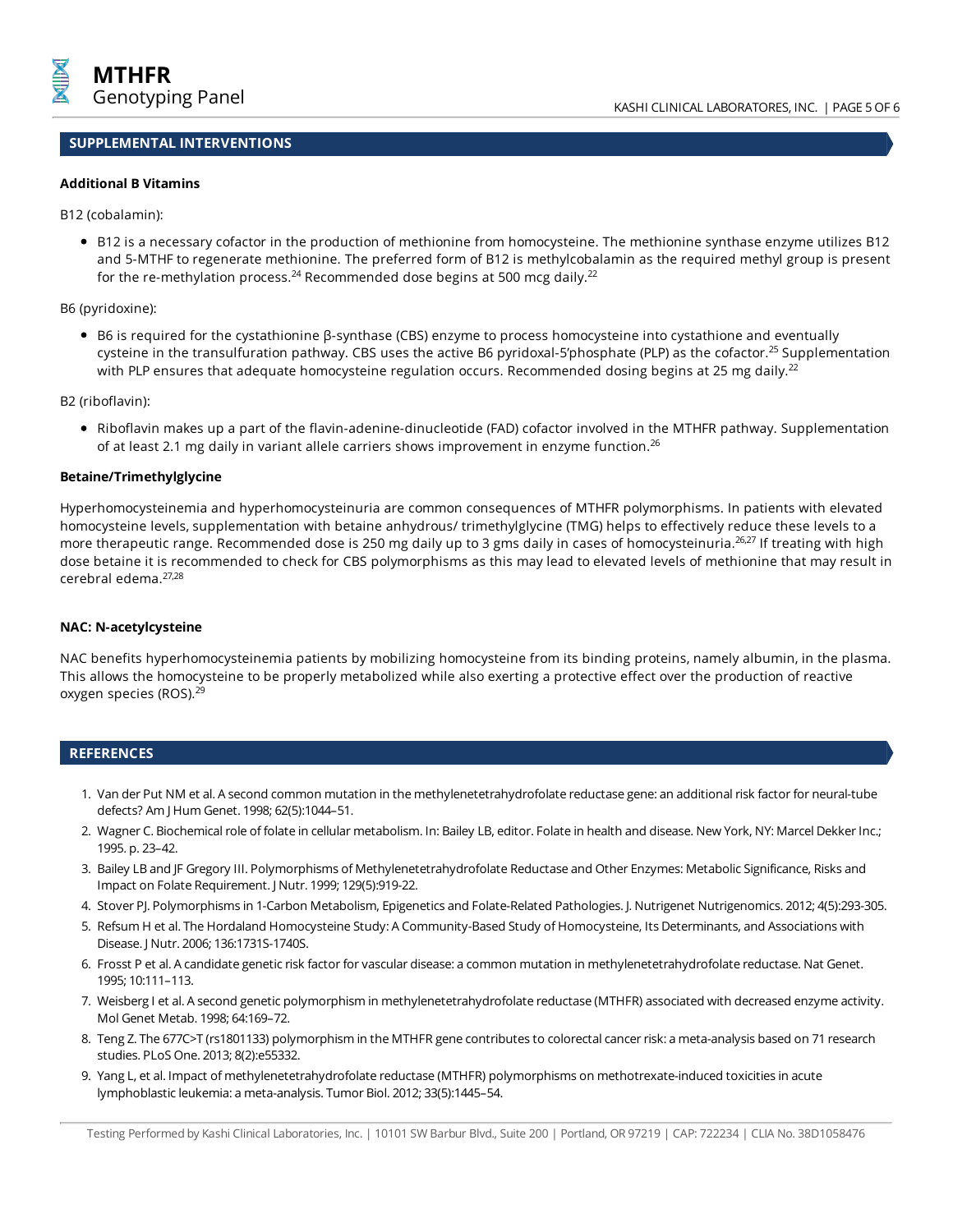## SUPPLEMENTAL INTERVENTIONS

**Additional B Vitamins**

B12 (cobalamin):

- B12 is a necessary cofactor in the production of methionine from homocysteine. The methionine synthase enzyme utilizes B12 and 5-MTHF to regenerate methionine. The preferred form of B12 is methylcobalamin as the required methyl group is present for the re-methylation process.[24] Recommended dose begins at 500 mcg daily.[22]

B6 (pyridoxine):

- B6 is required for the cystathionine β-synthase (CBS) enzyme to process homocysteine into cystathione and eventually cysteine in the transulfuration pathway. CBS uses the active B6 pyridoxal-5'phosphate (PLP) as the cofactor.[25] Supplementation with PLP ensures that adequate homocysteine regulation occurs. Recommended dosing begins at 25 mg daily.[22]

B2 (riboflavin):

- Riboflavin makes up a part of the flavin-adenine-dinucleotide (FAD) cofactor involved in the MTHFR pathway. Supplementation of at least 2.1 mg daily in variant allele carriers shows improvement in enzyme function.[26]

**Betaine/Trimethylglycine**

Hyperhomocysteinemia and hyperhomocysteinuria are common consequences of MTHFR polymorphisms. In patients with elevated homocysteine levels, supplementation with betaine anhydrous/ trimethylglycine (TMG) helps to effectively reduce these levels to a more therapeutic range. Recommended dose is 250 mg daily up to 3 gms daily in cases of homocysteinuria.[26,27] If treating with high dose betaine it is recommended to check for CBS polymorphisms as this may lead to elevated levels of methionine that may result in cerebral edema.[27,28]

**NAC: N-acetylcysteine**

NAC benefits hyperhomocysteinemia patients by mobilizing homocysteine from its binding proteins, namely albumin, in the plasma. This allows the homocysteine to be properly metabolized while also exerting a protective effect over the production of reactive oxygen species (ROS).[29]

## REFERENCES

1. Van der Put NM et al. A second common mutation in the methylenetetrahydrofolate reductase gene: an additional risk factor for neural-tube defects? Am J Hum Genet. 1998; 62(5):1044–51.
2. Wagner C. Biochemical role of folate in cellular metabolism. In: Bailey LB, editor. Folate in health and disease. New York, NY: Marcel Dekker Inc.; 1995. p. 23–42.
3. Bailey LB and JF Gregory III. Polymorphisms of Methylenetetrahydrofolate Reductase and Other Enzymes: Metabolic Significance, Risks and Impact on Folate Requirement. J Nutr. 1999; 129(5):919-22.
4. Stover PJ. Polymorphisms in 1-Carbon Metabolism, Epigenetics and Folate-Related Pathologies. J. Nutrigenet Nutrigenomics. 2012; 4(5):293-305.
5. Refsum H et al. The Hordaland Homocysteine Study: A Community-Based Study of Homocysteine, Its Determinants, and Associations with Disease. J Nutr. 2006; 136:1731S-1740S.
6. Frosst P et al. A candidate genetic risk factor for vascular disease: a common mutation in methylenetetrahydrofolate reductase. Nat Genet. 1995; 10:111–113.
7. Weisberg I et al. A second genetic polymorphism in methylenetetrahydrofolate reductase (MTHFR) associated with decreased enzyme activity. Mol Genet Metab. 1998; 64:169–72.
8. Teng Z. The 677C>T (rs1801133) polymorphism in the MTHFR gene contributes to colorectal cancer risk: a meta-analysis based on 71 research studies. PLoS One. 2013; 8(2):e55332.
9. Yang L, et al. Impact of methylenetetrahydrofolate reductase (MTHFR) polymorphisms on methotrexate-induced toxicities in acute lymphoblastic leukemia: a meta-analysis. Tumor Biol. 2012; 33(5):1445–54.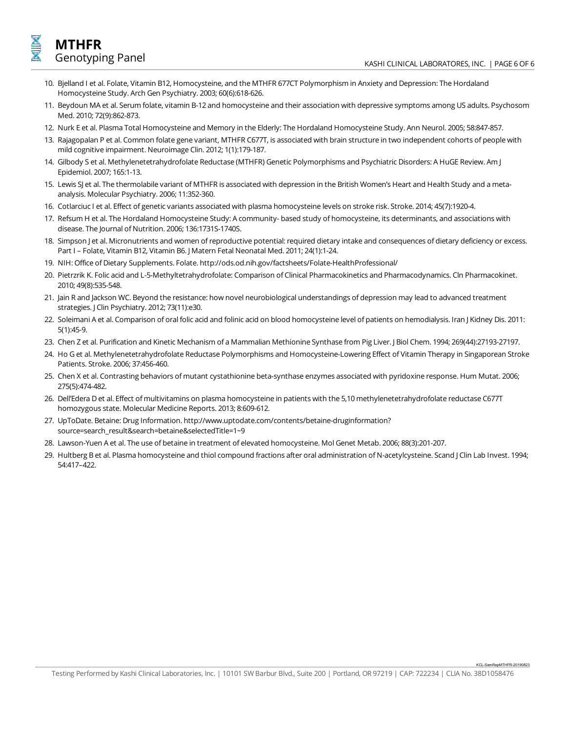10. Bjelland I et al. Folate, Vitamin B12, Homocysteine, and the MTHFR 677CT Polymorphism in Anxiety and Depression: The Hordaland Homocysteine Study. Arch Gen Psychiatry. 2003; 60(6):618-626.
11. Beydoun MA et al. Serum folate, vitamin B-12 and homocysteine and their association with depressive symptoms among US adults. Psychosom Med. 2010; 72(9):862-873.
12. Nurk E et al. Plasma Total Homocysteine and Memory in the Elderly: The Hordaland Homocysteine Study. Ann Neurol. 2005; 58:847-857.
13. Rajagopalan P et al. Common folate gene variant, MTHFR C677T, is associated with brain structure in two independent cohorts of people with mild cognitive impairment. Neuroimage Clin. 2012; 1(1):179-187.
14. Gilbody S et al. Methylenetetrahydrofolate Reductase (MTHFR) Genetic Polymorphisms and Psychiatric Disorders: A HuGE Review. Am J Epidemiol. 2007; 165:1-13.
15. Lewis SJ et al. The thermolabile variant of MTHFR is associated with depression in the British Women's Heart and Health Study and a meta-analysis. Molecular Psychiatry. 2006; 11:352-360.
16. Cotlarciuc I et al. Effect of genetic variants associated with plasma homocysteine levels on stroke risk. Stroke. 2014; 45(7):1920-4.
17. Refsum H et al. The Hordaland Homocysteine Study: A community- based study of homocysteine, its determinants, and associations with disease. The Journal of Nutrition. 2006; 136:1731S-1740S.
18. Simpson J et al. Micronutrients and women of reproductive potential: required dietary intake and consequences of dietary deficiency or excess. Part I – Folate, Vitamin B12, Vitamin B6. J Matern Fetal Neonatal Med. 2011; 24(1):1-24.
19. NIH: Office of Dietary Supplements. Folate. http://ods.od.nih.gov/factsheets/Folate-HealthProfessional/
20. Pietrzrik K. Folic acid and L-5-Methyltetrahydrofolate: Comparison of Clinical Pharmacokinetics and Pharmacodynamics. Cln Pharmacokinet. 2010; 49(8):535-548.
21. Jain R and Jackson WC. Beyond the resistance: how novel neurobiological understandings of depression may lead to advanced treatment strategies. J Clin Psychiatry. 2012; 73(11):e30.
22. Soleimani A et al. Comparison of oral folic acid and folinic acid on blood homocysteine level of patients on hemodialysis. Iran J Kidney Dis. 2011: 5(1):45-9.
23. Chen Z et al. Purification and Kinetic Mechanism of a Mammalian Methionine Synthase from Pig Liver. J Biol Chem. 1994; 269(44):27193-27197.
24. Ho G et al. Methylenetetrahydrofolate Reductase Polymorphisms and Homocysteine-Lowering Effect of Vitamin Therapy in Singaporean Stroke Patients. Stroke. 2006; 37:456-460.
25. Chen X et al. Contrasting behaviors of mutant cystathionine beta-synthase enzymes associated with pyridoxine response. Hum Mutat. 2006; 275(5):474-482.
26. Dell'Edera D et al. Effect of multivitamins on plasma homocysteine in patients with the 5,10 methylenetetrahydrofolate reductase C677T homozygous state. Molecular Medicine Reports. 2013; 8:609-612.
27. UpToDate. Betaine: Drug Information. http://www.uptodate.com/contents/betaine-druginformation?source=search_result&search=betaine&selectedTitle=1~9
28. Lawson-Yuen A et al. The use of betaine in treatment of elevated homocysteine. Mol Genet Metab. 2006; 88(3):201-207.
29. Hultberg B et al. Plasma homocysteine and thiol compound fractions after oral administration of N-acetylcysteine. Scand J Clin Lab Invest. 1994; 54:417–422.